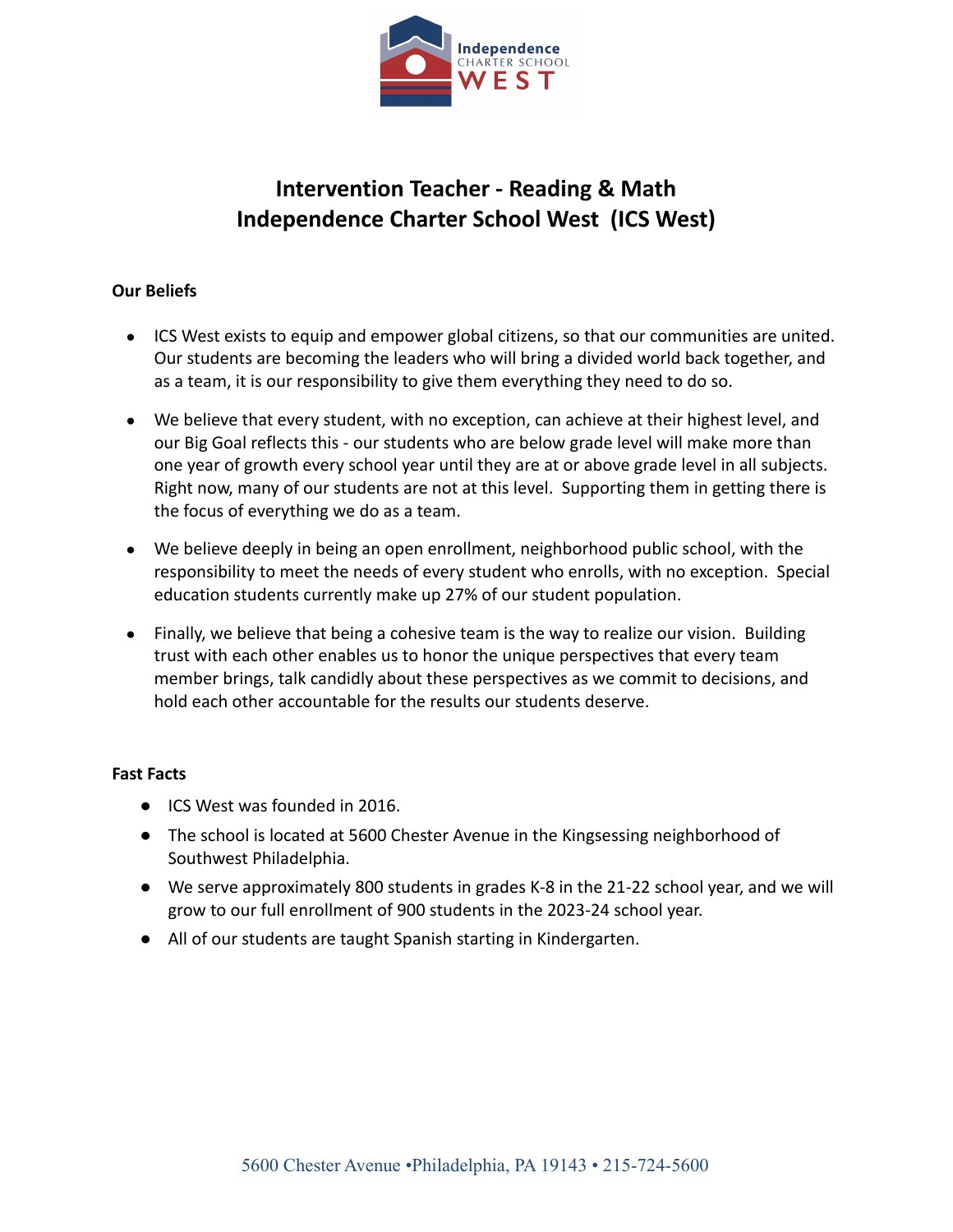# Intervention Teacher - Reading & Math
# Independence Charter School West (ICS West)

**Our Beliefs**

- ICS West exists to equip and empower global citizens, so that our communities are united. Our students are becoming the leaders who will bring a divided world back together, and as a team, it is our responsibility to give them everything they need to do so.
- We believe that every student, with no exception, can achieve at their highest level, and our Big Goal reflects this - our students who are below grade level will make more than one year of growth every school year until they are at or above grade level in all subjects. Right now, many of our students are not at this level. Supporting them in getting there is the focus of everything we do as a team.
- We believe deeply in being an open enrollment, neighborhood public school, with the responsibility to meet the needs of every student who enrolls, with no exception. Special education students currently make up 27% of our student population.
- Finally, we believe that being a cohesive team is the way to realize our vision. Building trust with each other enables us to honor the unique perspectives that every team member brings, talk candidly about these perspectives as we commit to decisions, and hold each other accountable for the results our students deserve.

**Fast Facts**

- ICS West was founded in 2016.
- The school is located at 5600 Chester Avenue in the Kingsessing neighborhood of Southwest Philadelphia.
- We serve approximately 800 students in grades K-8 in the 21-22 school year, and we will grow to our full enrollment of 900 students in the 2023-24 school year.
- All of our students are taught Spanish starting in Kindergarten.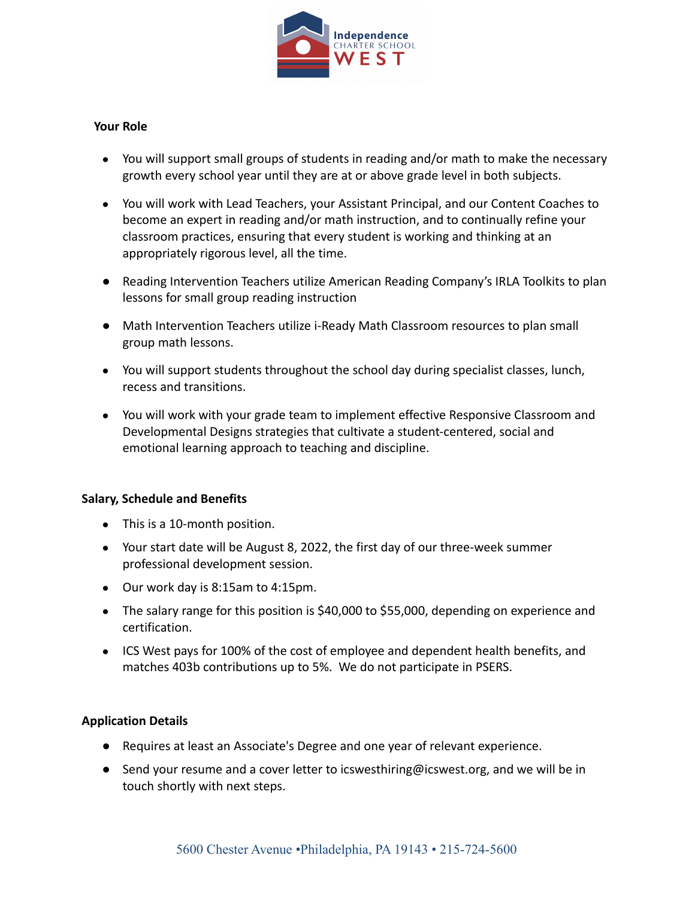### Your Role

- You will support small groups of students in reading and/or math to make the necessary growth every school year until they are at or above grade level in both subjects.
- You will work with Lead Teachers, your Assistant Principal, and our Content Coaches to become an expert in reading and/or math instruction, and to continually refine your classroom practices, ensuring that every student is working and thinking at an appropriately rigorous level, all the time.
- Reading Intervention Teachers utilize American Reading Company's IRLA Toolkits to plan lessons for small group reading instruction
- Math Intervention Teachers utilize i-Ready Math Classroom resources to plan small group math lessons.
- You will support students throughout the school day during specialist classes, lunch, recess and transitions.
- You will work with your grade team to implement effective Responsive Classroom and Developmental Designs strategies that cultivate a student-centered, social and emotional learning approach to teaching and discipline.

### Salary, Schedule and Benefits

- This is a 10-month position.
- Your start date will be August 8, 2022, the first day of our three-week summer professional development session.
- Our work day is 8:15am to 4:15pm.
- The salary range for this position is $40,000 to $55,000, depending on experience and certification.
- ICS West pays for 100% of the cost of employee and dependent health benefits, and matches 403b contributions up to 5%. We do not participate in PSERS.

### Application Details

- Requires at least an Associate's Degree and one year of relevant experience.
- Send your resume and a cover letter to icswesthiring@icswest.org, and we will be in touch shortly with next steps.

5600 Chester Avenue •Philadelphia, PA 19143 • 215-724-5600